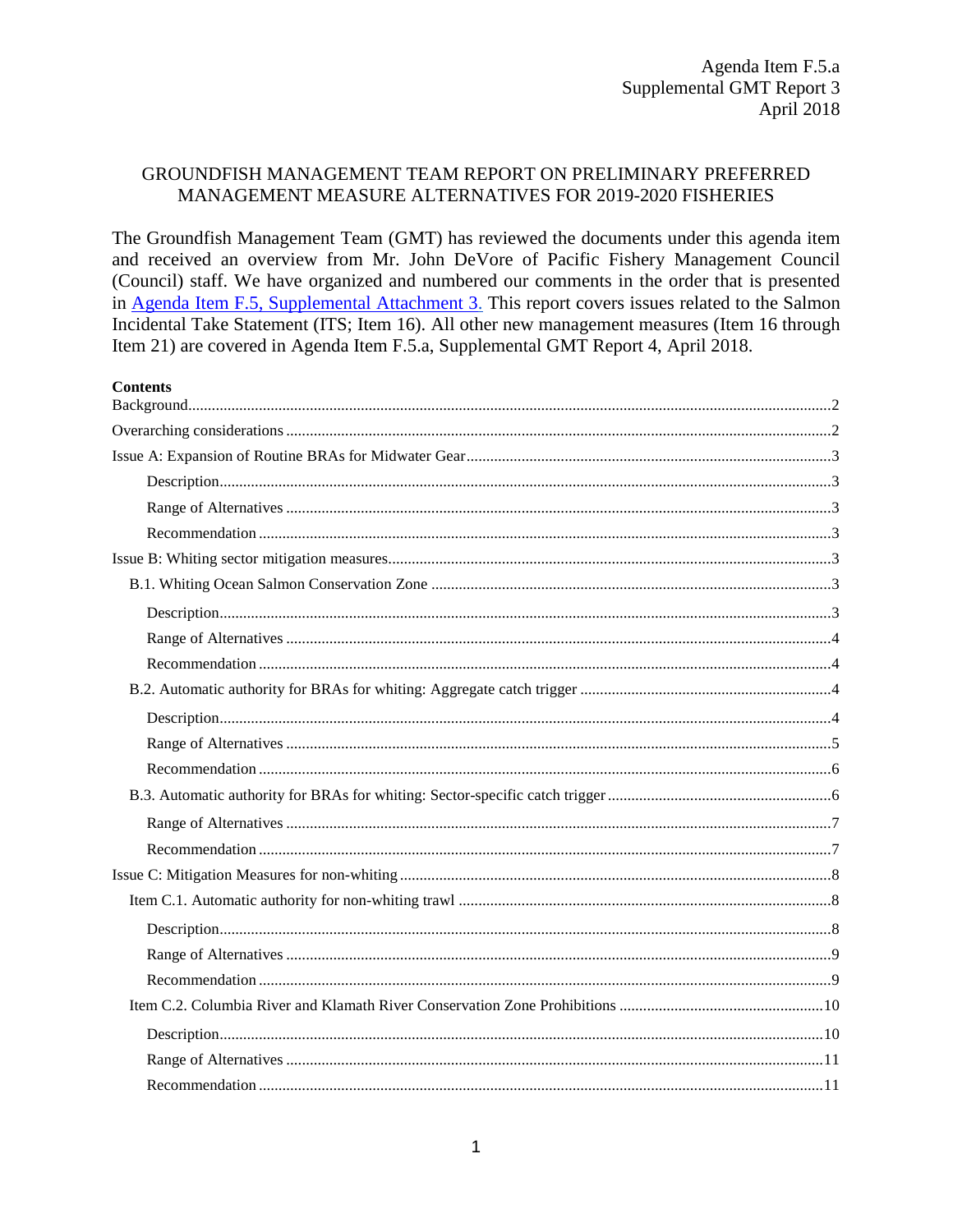Agenda Item F.5.a
Supplemental GMT Report 3
April 2018

# GROUNDFISH MANAGEMENT TEAM REPORT ON PRELIMINARY PREFERRED MANAGEMENT MEASURE ALTERNATIVES FOR 2019-2020 FISHERIES

The Groundfish Management Team (GMT) has reviewed the documents under this agenda item and received an overview from Mr. John DeVore of Pacific Fishery Management Council (Council) staff. We have organized and numbered our comments in the order that is presented in Agenda Item F.5, Supplemental Attachment 3. This report covers issues related to the Salmon Incidental Take Statement (ITS; Item 16). All other new management measures (Item 16 through Item 21) are covered in Agenda Item F.5.a, Supplemental GMT Report 4, April 2018.

**Contents**

- Background....2
- Overarching considerations....2
- Issue A: Expansion of Routine BRAs for Midwater Gear....3
  - Description....3
  - Range of Alternatives....3
  - Recommendation....3
- Issue B: Whiting sector mitigation measures....3
  - B.1. Whiting Ocean Salmon Conservation Zone....3
    - Description....3
    - Range of Alternatives....4
    - Recommendation....4
  - B.2. Automatic authority for BRAs for whiting: Aggregate catch trigger....4
    - Description....4
    - Range of Alternatives....5
    - Recommendation....6
  - B.3. Automatic authority for BRAs for whiting: Sector-specific catch trigger....6
    - Range of Alternatives....7
    - Recommendation....7
- Issue C: Mitigation Measures for non-whiting....8
  - Item C.1. Automatic authority for non-whiting trawl....8
    - Description....8
    - Range of Alternatives....9
    - Recommendation....9
  - Item C.2. Columbia River and Klamath River Conservation Zone Prohibitions....10
    - Description....10
    - Range of Alternatives....11
    - Recommendation....11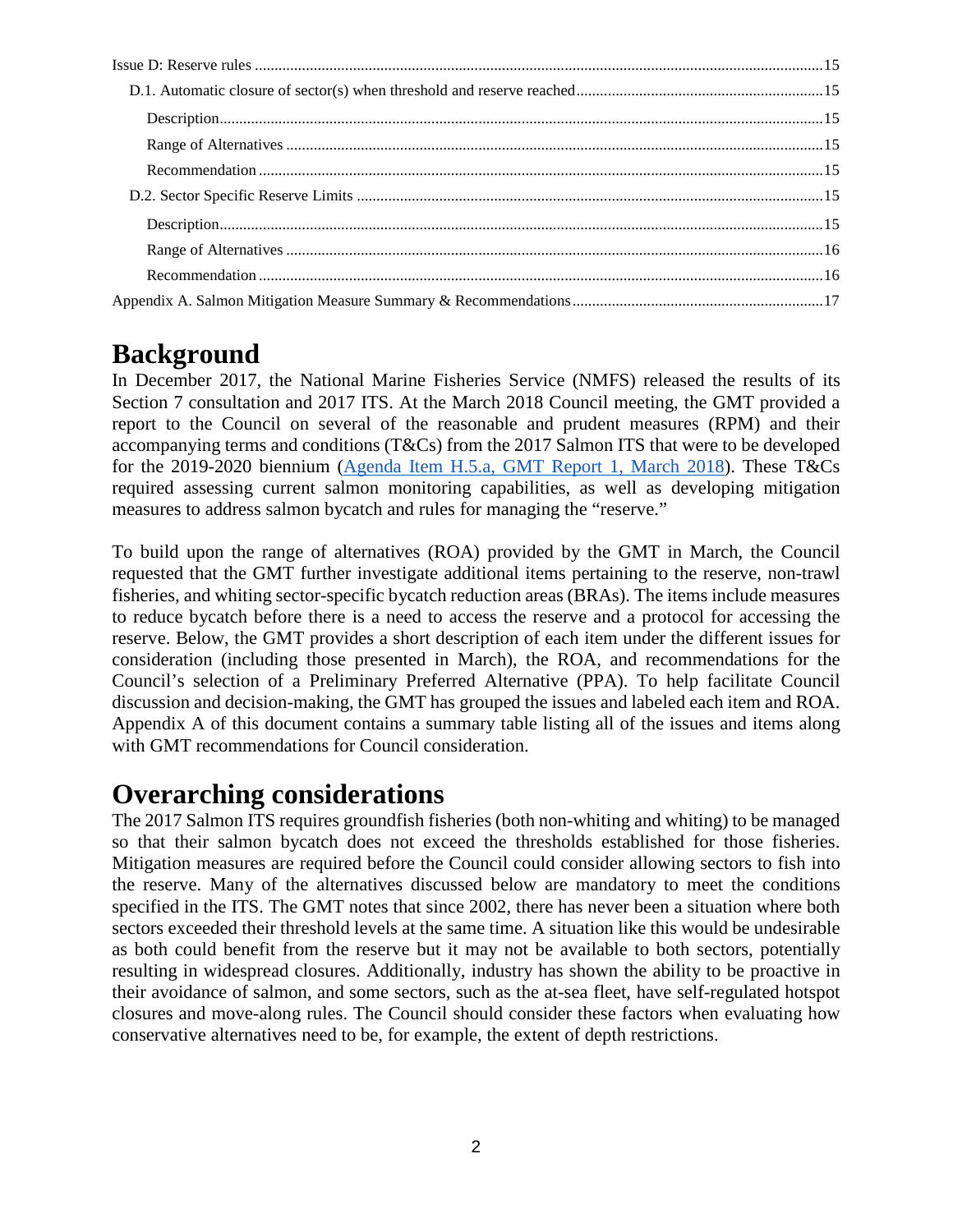Issue D: Reserve rules ............ 15

D.1. Automatic closure of sector(s) when threshold and reserve reached ............ 15

Description ............ 15

Range of Alternatives ............ 15

Recommendation ............ 15

D.2. Sector Specific Reserve Limits ............ 15

Description ............ 15

Range of Alternatives ............ 16

Recommendation ............ 16

Appendix A. Salmon Mitigation Measure Summary & Recommendations ............ 17

# Background

In December 2017, the National Marine Fisheries Service (NMFS) released the results of its Section 7 consultation and 2017 ITS. At the March 2018 Council meeting, the GMT provided a report to the Council on several of the reasonable and prudent measures (RPM) and their accompanying terms and conditions (T&Cs) from the 2017 Salmon ITS that were to be developed for the 2019-2020 biennium (Agenda Item H.5.a, GMT Report 1, March 2018). These T&Cs required assessing current salmon monitoring capabilities, as well as developing mitigation measures to address salmon bycatch and rules for managing the "reserve."

To build upon the range of alternatives (ROA) provided by the GMT in March, the Council requested that the GMT further investigate additional items pertaining to the reserve, non-trawl fisheries, and whiting sector-specific bycatch reduction areas (BRAs). The items include measures to reduce bycatch before there is a need to access the reserve and a protocol for accessing the reserve. Below, the GMT provides a short description of each item under the different issues for consideration (including those presented in March), the ROA, and recommendations for the Council's selection of a Preliminary Preferred Alternative (PPA). To help facilitate Council discussion and decision-making, the GMT has grouped the issues and labeled each item and ROA. Appendix A of this document contains a summary table listing all of the issues and items along with GMT recommendations for Council consideration.

# Overarching considerations

The 2017 Salmon ITS requires groundfish fisheries (both non-whiting and whiting) to be managed so that their salmon bycatch does not exceed the thresholds established for those fisheries. Mitigation measures are required before the Council could consider allowing sectors to fish into the reserve. Many of the alternatives discussed below are mandatory to meet the conditions specified in the ITS. The GMT notes that since 2002, there has never been a situation where both sectors exceeded their threshold levels at the same time. A situation like this would be undesirable as both could benefit from the reserve but it may not be available to both sectors, potentially resulting in widespread closures. Additionally, industry has shown the ability to be proactive in their avoidance of salmon, and some sectors, such as the at-sea fleet, have self-regulated hotspot closures and move-along rules. The Council should consider these factors when evaluating how conservative alternatives need to be, for example, the extent of depth restrictions.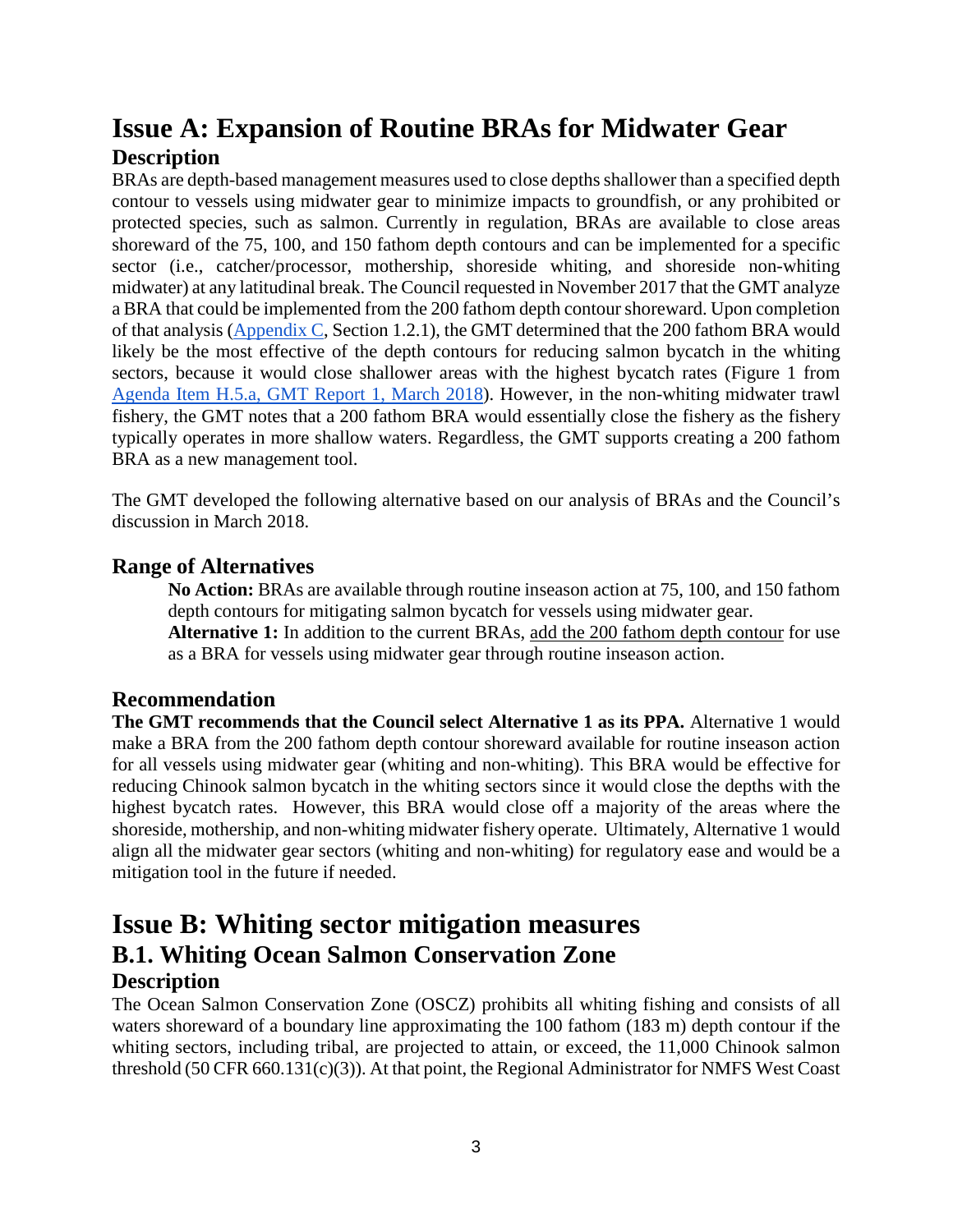# Issue A: Expansion of Routine BRAs for Midwater Gear

## Description

BRAs are depth-based management measures used to close depths shallower than a specified depth contour to vessels using midwater gear to minimize impacts to groundfish, or any prohibited or protected species, such as salmon. Currently in regulation, BRAs are available to close areas shoreward of the 75, 100, and 150 fathom depth contours and can be implemented for a specific sector (i.e., catcher/processor, mothership, shoreside whiting, and shoreside non-whiting midwater) at any latitudinal break. The Council requested in November 2017 that the GMT analyze a BRA that could be implemented from the 200 fathom depth contour shoreward. Upon completion of that analysis (Appendix C, Section 1.2.1), the GMT determined that the 200 fathom BRA would likely be the most effective of the depth contours for reducing salmon bycatch in the whiting sectors, because it would close shallower areas with the highest bycatch rates (Figure 1 from Agenda Item H.5.a, GMT Report 1, March 2018). However, in the non-whiting midwater trawl fishery, the GMT notes that a 200 fathom BRA would essentially close the fishery as the fishery typically operates in more shallow waters. Regardless, the GMT supports creating a 200 fathom BRA as a new management tool.

The GMT developed the following alternative based on our analysis of BRAs and the Council's discussion in March 2018.

### Range of Alternatives

**No Action:** BRAs are available through routine inseason action at 75, 100, and 150 fathom depth contours for mitigating salmon bycatch for vessels using midwater gear.

**Alternative 1:** In addition to the current BRAs, <u>add the 200 fathom depth contour</u> for use as a BRA for vessels using midwater gear through routine inseason action.

### Recommendation

**The GMT recommends that the Council select Alternative 1 as its PPA.** Alternative 1 would make a BRA from the 200 fathom depth contour shoreward available for routine inseason action for all vessels using midwater gear (whiting and non-whiting). This BRA would be effective for reducing Chinook salmon bycatch in the whiting sectors since it would close the depths with the highest bycatch rates. However, this BRA would close off a majority of the areas where the shoreside, mothership, and non-whiting midwater fishery operate. Ultimately, Alternative 1 would align all the midwater gear sectors (whiting and non-whiting) for regulatory ease and would be a mitigation tool in the future if needed.

# Issue B: Whiting sector mitigation measures

## B.1. Whiting Ocean Salmon Conservation Zone

### Description

The Ocean Salmon Conservation Zone (OSCZ) prohibits all whiting fishing and consists of all waters shoreward of a boundary line approximating the 100 fathom (183 m) depth contour if the whiting sectors, including tribal, are projected to attain, or exceed, the 11,000 Chinook salmon threshold (50 CFR 660.131(c)(3)). At that point, the Regional Administrator for NMFS West Coast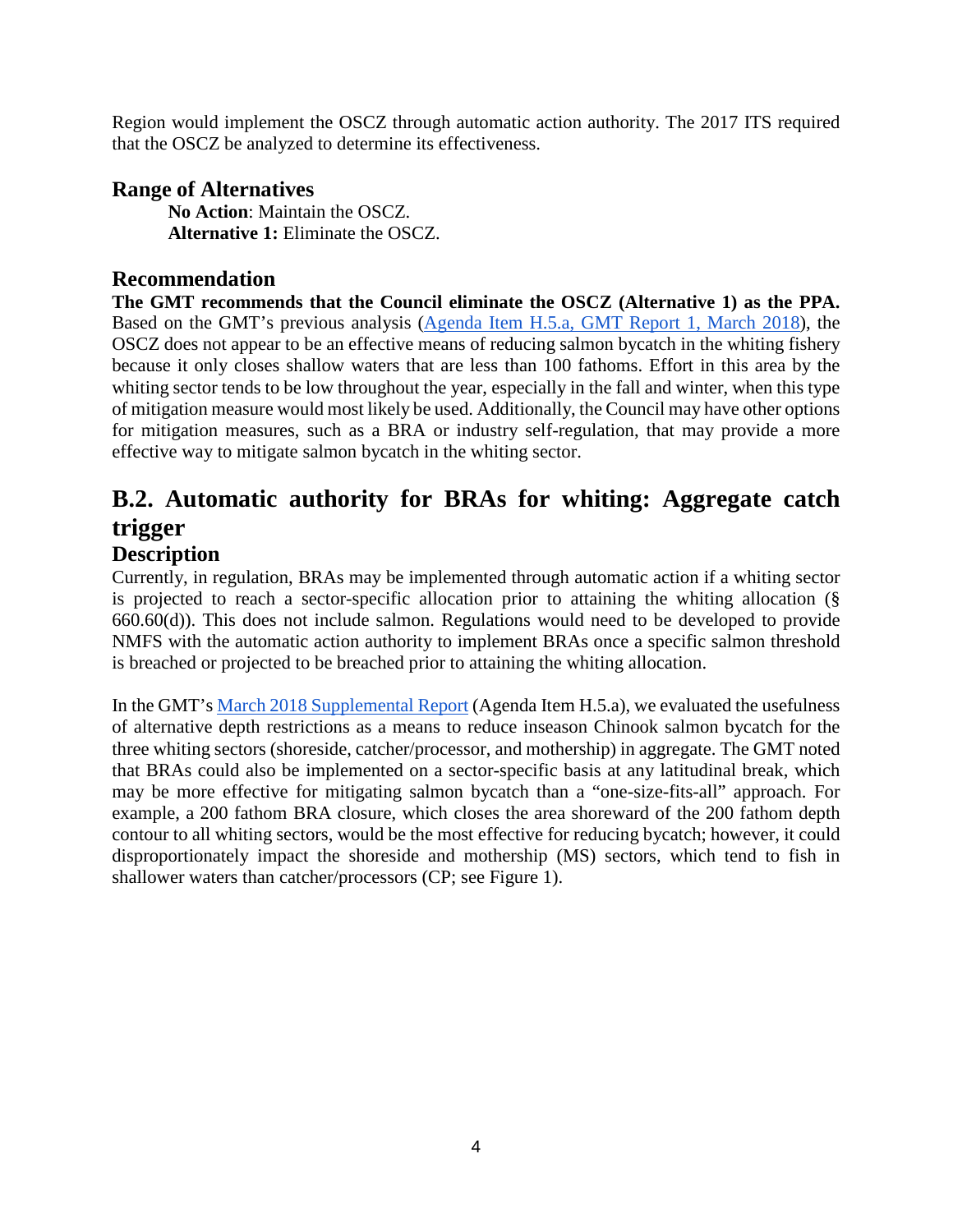Region would implement the OSCZ through automatic action authority. The 2017 ITS required that the OSCZ be analyzed to determine its effectiveness.

### Range of Alternatives

**No Action**: Maintain the OSCZ.
**Alternative 1:** Eliminate the OSCZ.

### Recommendation

**The GMT recommends that the Council eliminate the OSCZ (Alternative 1) as the PPA.** Based on the GMT's previous analysis (Agenda Item H.5.a, GMT Report 1, March 2018), the OSCZ does not appear to be an effective means of reducing salmon bycatch in the whiting fishery because it only closes shallow waters that are less than 100 fathoms. Effort in this area by the whiting sector tends to be low throughout the year, especially in the fall and winter, when this type of mitigation measure would most likely be used. Additionally, the Council may have other options for mitigation measures, such as a BRA or industry self-regulation, that may provide a more effective way to mitigate salmon bycatch in the whiting sector.

## B.2. Automatic authority for BRAs for whiting: Aggregate catch trigger

### Description

Currently, in regulation, BRAs may be implemented through automatic action if a whiting sector is projected to reach a sector-specific allocation prior to attaining the whiting allocation (§ 660.60(d)). This does not include salmon. Regulations would need to be developed to provide NMFS with the automatic action authority to implement BRAs once a specific salmon threshold is breached or projected to be breached prior to attaining the whiting allocation.

In the GMT's March 2018 Supplemental Report (Agenda Item H.5.a), we evaluated the usefulness of alternative depth restrictions as a means to reduce inseason Chinook salmon bycatch for the three whiting sectors (shoreside, catcher/processor, and mothership) in aggregate. The GMT noted that BRAs could also be implemented on a sector-specific basis at any latitudinal break, which may be more effective for mitigating salmon bycatch than a "one-size-fits-all" approach. For example, a 200 fathom BRA closure, which closes the area shoreward of the 200 fathom depth contour to all whiting sectors, would be the most effective for reducing bycatch; however, it could disproportionately impact the shoreside and mothership (MS) sectors, which tend to fish in shallower waters than catcher/processors (CP; see Figure 1).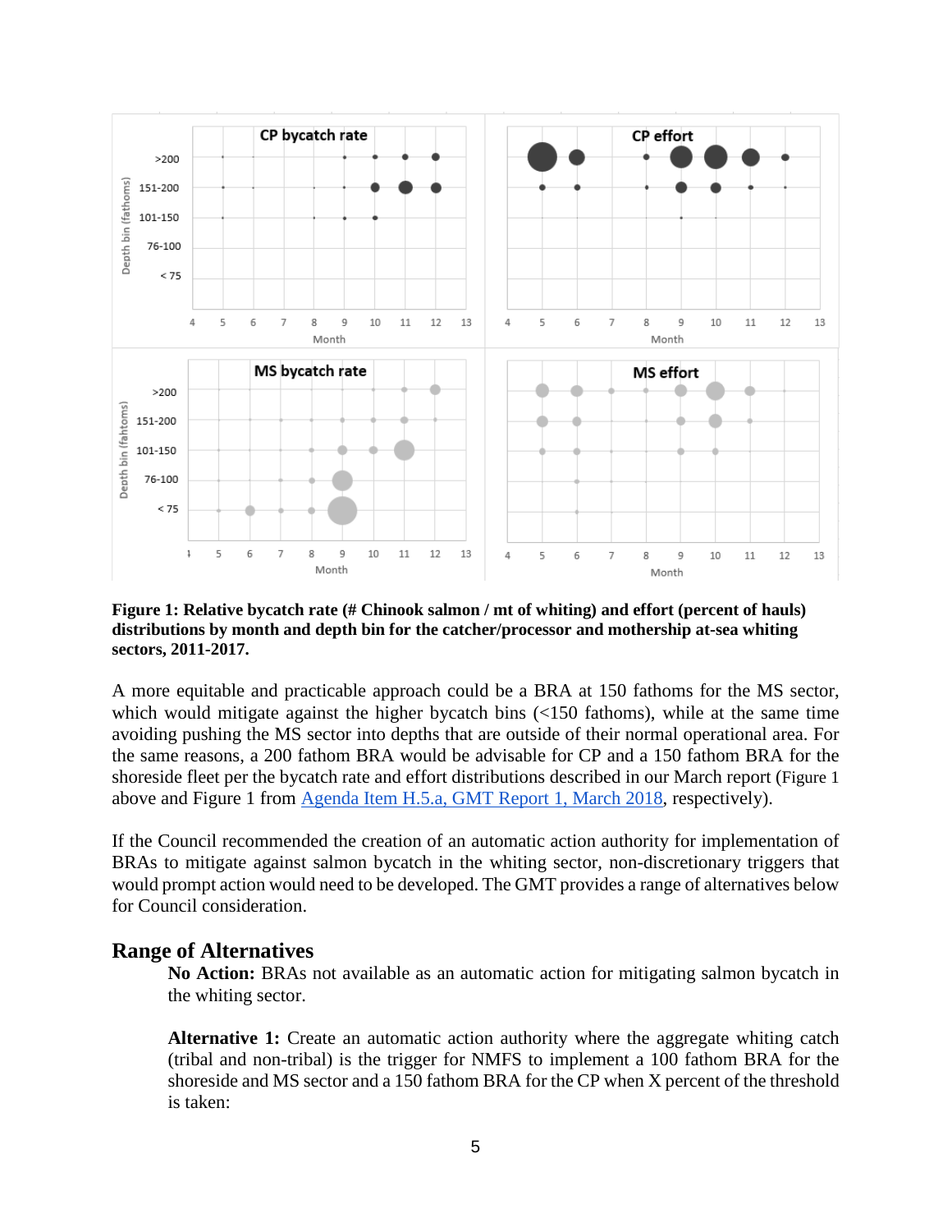**Figure 1: Relative bycatch rate (# Chinook salmon / mt of whiting) and effort (percent of hauls) distributions by month and depth bin for the catcher/processor and mothership at-sea whiting sectors, 2011-2017.**

A more equitable and practicable approach could be a BRA at 150 fathoms for the MS sector, which would mitigate against the higher bycatch bins (<150 fathoms), while at the same time avoiding pushing the MS sector into depths that are outside of their normal operational area. For the same reasons, a 200 fathom BRA would be advisable for CP and a 150 fathom BRA for the shoreside fleet per the bycatch rate and effort distributions described in our March report (Figure 1 above and Figure 1 from [Agenda Item H.5.a, GMT Report 1, March 2018](), respectively).

If the Council recommended the creation of an automatic action authority for implementation of BRAs to mitigate against salmon bycatch in the whiting sector, non-discretionary triggers that would prompt action would need to be developed. The GMT provides a range of alternatives below for Council consideration.

## Range of Alternatives

**No Action:** BRAs not available as an automatic action for mitigating salmon bycatch in the whiting sector.

**Alternative 1:** Create an automatic action authority where the aggregate whiting catch (tribal and non-tribal) is the trigger for NMFS to implement a 100 fathom BRA for the shoreside and MS sector and a 150 fathom BRA for the CP when X percent of the threshold is taken: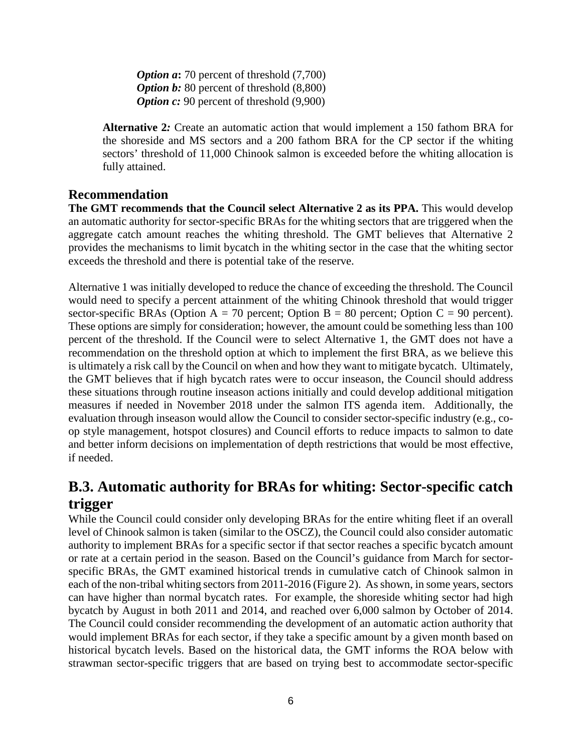*Option a***:** 70 percent of threshold (7,700)
*Option b:* 80 percent of threshold (8,800)
*Option c:* 90 percent of threshold (9,900)

**Alternative 2***:* Create an automatic action that would implement a 150 fathom BRA for the shoreside and MS sectors and a 200 fathom BRA for the CP sector if the whiting sectors' threshold of 11,000 Chinook salmon is exceeded before the whiting allocation is fully attained.

### Recommendation

**The GMT recommends that the Council select Alternative 2 as its PPA.** This would develop an automatic authority for sector-specific BRAs for the whiting sectors that are triggered when the aggregate catch amount reaches the whiting threshold. The GMT believes that Alternative 2 provides the mechanisms to limit bycatch in the whiting sector in the case that the whiting sector exceeds the threshold and there is potential take of the reserve.

Alternative 1 was initially developed to reduce the chance of exceeding the threshold. The Council would need to specify a percent attainment of the whiting Chinook threshold that would trigger sector-specific BRAs (Option A = 70 percent; Option B = 80 percent; Option C = 90 percent). These options are simply for consideration; however, the amount could be something less than 100 percent of the threshold. If the Council were to select Alternative 1, the GMT does not have a recommendation on the threshold option at which to implement the first BRA, as we believe this is ultimately a risk call by the Council on when and how they want to mitigate bycatch. Ultimately, the GMT believes that if high bycatch rates were to occur inseason, the Council should address these situations through routine inseason actions initially and could develop additional mitigation measures if needed in November 2018 under the salmon ITS agenda item. Additionally, the evaluation through inseason would allow the Council to consider sector-specific industry (e.g., co-op style management, hotspot closures) and Council efforts to reduce impacts to salmon to date and better inform decisions on implementation of depth restrictions that would be most effective, if needed.

## B.3. Automatic authority for BRAs for whiting: Sector-specific catch trigger

While the Council could consider only developing BRAs for the entire whiting fleet if an overall level of Chinook salmon is taken (similar to the OSCZ), the Council could also consider automatic authority to implement BRAs for a specific sector if that sector reaches a specific bycatch amount or rate at a certain period in the season. Based on the Council's guidance from March for sector-specific BRAs, the GMT examined historical trends in cumulative catch of Chinook salmon in each of the non-tribal whiting sectors from 2011-2016 (Figure 2). As shown, in some years, sectors can have higher than normal bycatch rates. For example, the shoreside whiting sector had high bycatch by August in both 2011 and 2014, and reached over 6,000 salmon by October of 2014. The Council could consider recommending the development of an automatic action authority that would implement BRAs for each sector, if they take a specific amount by a given month based on historical bycatch levels. Based on the historical data, the GMT informs the ROA below with strawman sector-specific triggers that are based on trying best to accommodate sector-specific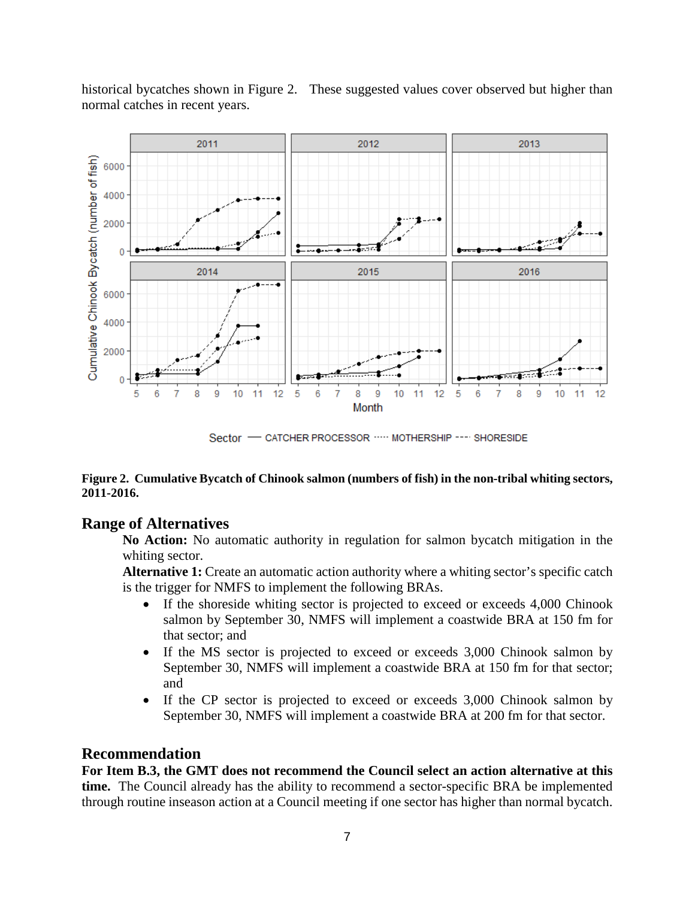historical bycatches shown in Figure 2. These suggested values cover observed but higher than normal catches in recent years.

**Figure 2. Cumulative Bycatch of Chinook salmon (numbers of fish) in the non-tribal whiting sectors, 2011-2016.**

## Range of Alternatives

**No Action:** No automatic authority in regulation for salmon bycatch mitigation in the whiting sector.

**Alternative 1:** Create an automatic action authority where a whiting sector's specific catch is the trigger for NMFS to implement the following BRAs.

- If the shoreside whiting sector is projected to exceed or exceeds 4,000 Chinook salmon by September 30, NMFS will implement a coastwide BRA at 150 fm for that sector; and
- If the MS sector is projected to exceed or exceeds 3,000 Chinook salmon by September 30, NMFS will implement a coastwide BRA at 150 fm for that sector; and
- If the CP sector is projected to exceed or exceeds 3,000 Chinook salmon by September 30, NMFS will implement a coastwide BRA at 200 fm for that sector.

## Recommendation

**For Item B.3, the GMT does not recommend the Council select an action alternative at this time.** The Council already has the ability to recommend a sector-specific BRA be implemented through routine inseason action at a Council meeting if one sector has higher than normal bycatch.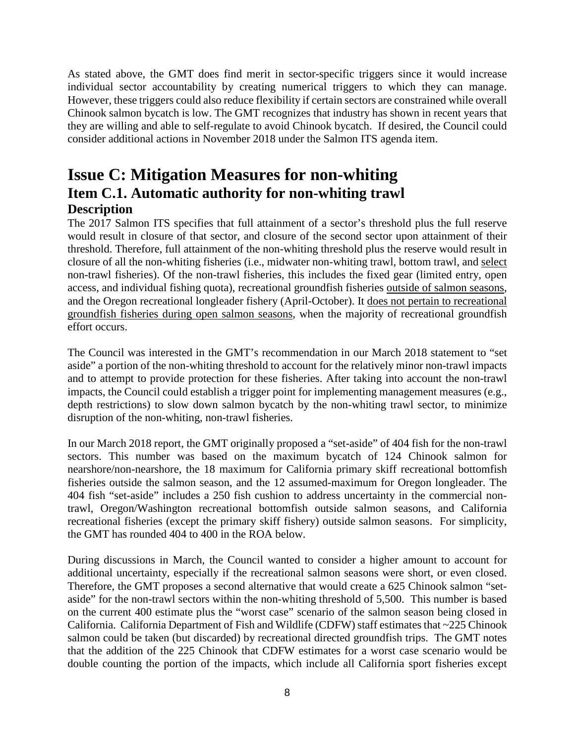As stated above, the GMT does find merit in sector-specific triggers since it would increase individual sector accountability by creating numerical triggers to which they can manage. However, these triggers could also reduce flexibility if certain sectors are constrained while overall Chinook salmon bycatch is low. The GMT recognizes that industry has shown in recent years that they are willing and able to self-regulate to avoid Chinook bycatch. If desired, the Council could consider additional actions in November 2018 under the Salmon ITS agenda item.

# Issue C: Mitigation Measures for non-whiting

## Item C.1. Automatic authority for non-whiting trawl

### Description

The 2017 Salmon ITS specifies that full attainment of a sector's threshold plus the full reserve would result in closure of that sector, and closure of the second sector upon attainment of their threshold. Therefore, full attainment of the non-whiting threshold plus the reserve would result in closure of all the non-whiting fisheries (i.e., midwater non-whiting trawl, bottom trawl, and <u>select</u> non-trawl fisheries). Of the non-trawl fisheries, this includes the fixed gear (limited entry, open access, and individual fishing quota), recreational groundfish fisheries <u>outside of salmon seasons</u>, and the Oregon recreational longleader fishery (April-October). It <u>does not pertain to recreational groundfish fisheries during open salmon seasons</u>, when the majority of recreational groundfish effort occurs.

The Council was interested in the GMT's recommendation in our March 2018 statement to "set aside" a portion of the non-whiting threshold to account for the relatively minor non-trawl impacts and to attempt to provide protection for these fisheries. After taking into account the non-trawl impacts, the Council could establish a trigger point for implementing management measures (e.g., depth restrictions) to slow down salmon bycatch by the non-whiting trawl sector, to minimize disruption of the non-whiting, non-trawl fisheries.

In our March 2018 report, the GMT originally proposed a "set-aside" of 404 fish for the non-trawl sectors. This number was based on the maximum bycatch of 124 Chinook salmon for nearshore/non-nearshore, the 18 maximum for California primary skiff recreational bottomfish fisheries outside the salmon season, and the 12 assumed-maximum for Oregon longleader. The 404 fish "set-aside" includes a 250 fish cushion to address uncertainty in the commercial non-trawl, Oregon/Washington recreational bottomfish outside salmon seasons, and California recreational fisheries (except the primary skiff fishery) outside salmon seasons. For simplicity, the GMT has rounded 404 to 400 in the ROA below.

During discussions in March, the Council wanted to consider a higher amount to account for additional uncertainty, especially if the recreational salmon seasons were short, or even closed. Therefore, the GMT proposes a second alternative that would create a 625 Chinook salmon "set-aside" for the non-trawl sectors within the non-whiting threshold of 5,500. This number is based on the current 400 estimate plus the "worst case" scenario of the salmon season being closed in California. California Department of Fish and Wildlife (CDFW) staff estimates that ~225 Chinook salmon could be taken (but discarded) by recreational directed groundfish trips. The GMT notes that the addition of the 225 Chinook that CDFW estimates for a worst case scenario would be double counting the portion of the impacts, which include all California sport fisheries except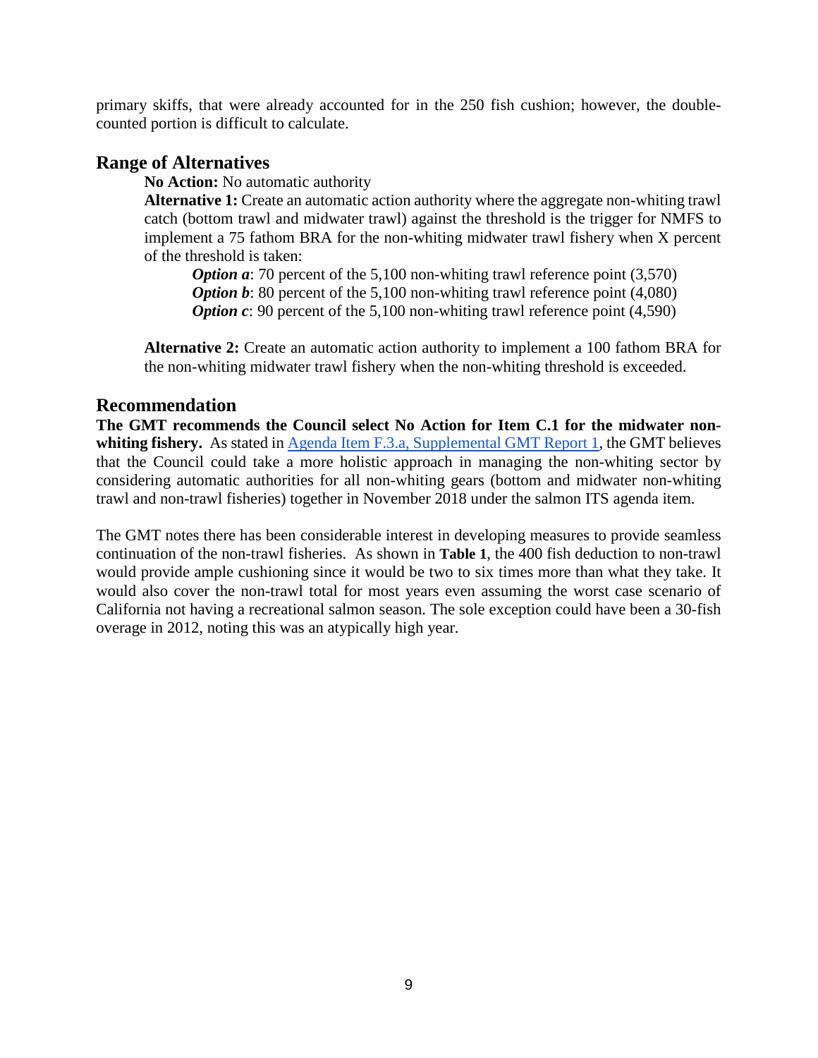primary skiffs, that were already accounted for in the 250 fish cushion; however, the double-counted portion is difficult to calculate.

## Range of Alternatives

**No Action:** No automatic authority

**Alternative 1:** Create an automatic action authority where the aggregate non-whiting trawl catch (bottom trawl and midwater trawl) against the threshold is the trigger for NMFS to implement a 75 fathom BRA for the non-whiting midwater trawl fishery when X percent of the threshold is taken:

> ***Option a***: 70 percent of the 5,100 non-whiting trawl reference point (3,570)
> ***Option b***: 80 percent of the 5,100 non-whiting trawl reference point (4,080)
> ***Option c***: 90 percent of the 5,100 non-whiting trawl reference point (4,590)

**Alternative 2:** Create an automatic action authority to implement a 100 fathom BRA for the non-whiting midwater trawl fishery when the non-whiting threshold is exceeded.

## Recommendation

**The GMT recommends the Council select No Action for Item C.1 for the midwater non-whiting fishery.** As stated in [Agenda Item F.3.a, Supplemental GMT Report 1](), the GMT believes that the Council could take a more holistic approach in managing the non-whiting sector by considering automatic authorities for all non-whiting gears (bottom and midwater non-whiting trawl and non-trawl fisheries) together in November 2018 under the salmon ITS agenda item.

The GMT notes there has been considerable interest in developing measures to provide seamless continuation of the non-trawl fisheries. As shown in **Table 1**, the 400 fish deduction to non-trawl would provide ample cushioning since it would be two to six times more than what they take. It would also cover the non-trawl total for most years even assuming the worst case scenario of California not having a recreational salmon season. The sole exception could have been a 30-fish overage in 2012, noting this was an atypically high year.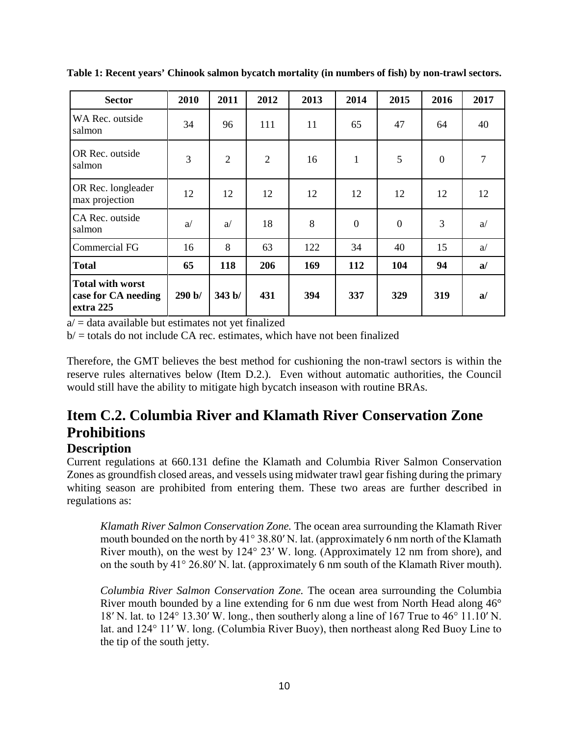**Table 1: Recent years' Chinook salmon bycatch mortality (in numbers of fish) by non-trawl sectors.**

| Sector | 2010 | 2011 | 2012 | 2013 | 2014 | 2015 | 2016 | 2017 |
|---|---|---|---|---|---|---|---|---|
| WA Rec. outside salmon | 34 | 96 | 111 | 11 | 65 | 47 | 64 | 40 |
| OR Rec. outside salmon | 3 | 2 | 2 | 16 | 1 | 5 | 0 | 7 |
| OR Rec. longleader max projection | 12 | 12 | 12 | 12 | 12 | 12 | 12 | 12 |
| CA Rec. outside salmon | a/ | a/ | 18 | 8 | 0 | 0 | 3 | a/ |
| Commercial FG | 16 | 8 | 63 | 122 | 34 | 40 | 15 | a/ |
| **Total** | **65** | **118** | **206** | **169** | **112** | **104** | **94** | **a/** |
| **Total with worst case for CA needing extra 225** | **290 b/** | **343 b/** | **431** | **394** | **337** | **329** | **319** | **a/** |

a/ = data available but estimates not yet finalized

b/ = totals do not include CA rec. estimates, which have not been finalized

Therefore, the GMT believes the best method for cushioning the non-trawl sectors is within the reserve rules alternatives below (Item D.2.). Even without automatic authorities, the Council would still have the ability to mitigate high bycatch inseason with routine BRAs.

## Item C.2. Columbia River and Klamath River Conservation Zone Prohibitions

### Description

Current regulations at 660.131 define the Klamath and Columbia River Salmon Conservation Zones as groundfish closed areas, and vessels using midwater trawl gear fishing during the primary whiting season are prohibited from entering them. These two areas are further described in regulations as:

> *Klamath River Salmon Conservation Zone.* The ocean area surrounding the Klamath River mouth bounded on the north by 41° 38.80′ N. lat. (approximately 6 nm north of the Klamath River mouth), on the west by 124° 23′ W. long. (Approximately 12 nm from shore), and on the south by 41° 26.80′ N. lat. (approximately 6 nm south of the Klamath River mouth).

> *Columbia River Salmon Conservation Zone.* The ocean area surrounding the Columbia River mouth bounded by a line extending for 6 nm due west from North Head along 46° 18′ N. lat. to 124° 13.30′ W. long., then southerly along a line of 167 True to 46° 11.10′ N. lat. and 124° 11′ W. long. (Columbia River Buoy), then northeast along Red Buoy Line to the tip of the south jetty.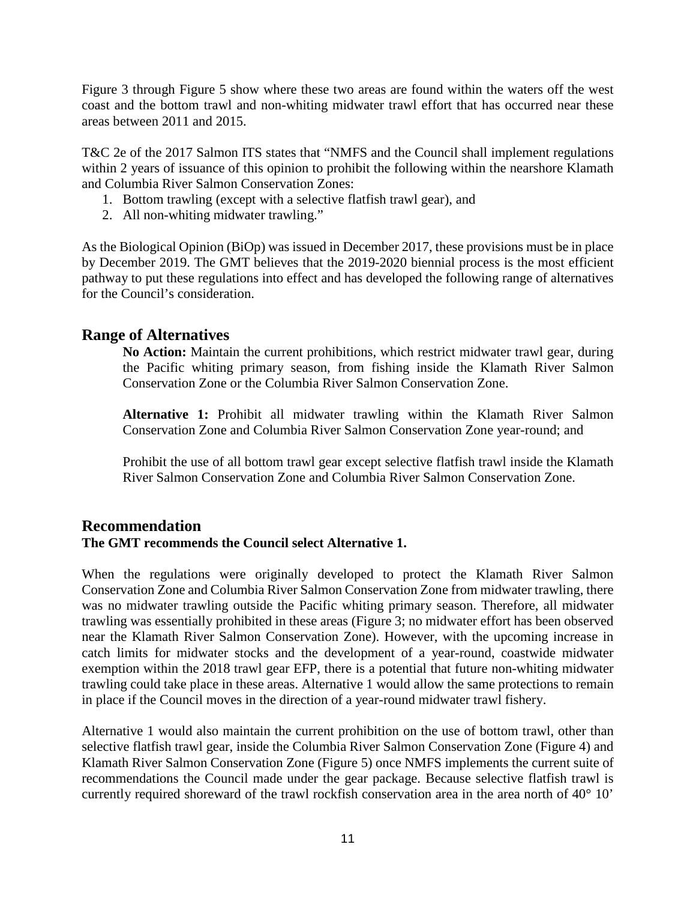Figure 3 through Figure 5 show where these two areas are found within the waters off the west coast and the bottom trawl and non-whiting midwater trawl effort that has occurred near these areas between 2011 and 2015.

T&C 2e of the 2017 Salmon ITS states that "NMFS and the Council shall implement regulations within 2 years of issuance of this opinion to prohibit the following within the nearshore Klamath and Columbia River Salmon Conservation Zones:

1. Bottom trawling (except with a selective flatfish trawl gear), and
2. All non-whiting midwater trawling."

As the Biological Opinion (BiOp) was issued in December 2017, these provisions must be in place by December 2019. The GMT believes that the 2019-2020 biennial process is the most efficient pathway to put these regulations into effect and has developed the following range of alternatives for the Council's consideration.

## Range of Alternatives

**No Action:** Maintain the current prohibitions, which restrict midwater trawl gear, during the Pacific whiting primary season, from fishing inside the Klamath River Salmon Conservation Zone or the Columbia River Salmon Conservation Zone.

**Alternative 1:** Prohibit all midwater trawling within the Klamath River Salmon Conservation Zone and Columbia River Salmon Conservation Zone year-round; and

Prohibit the use of all bottom trawl gear except selective flatfish trawl inside the Klamath River Salmon Conservation Zone and Columbia River Salmon Conservation Zone.

## Recommendation

**The GMT recommends the Council select Alternative 1.**

When the regulations were originally developed to protect the Klamath River Salmon Conservation Zone and Columbia River Salmon Conservation Zone from midwater trawling, there was no midwater trawling outside the Pacific whiting primary season. Therefore, all midwater trawling was essentially prohibited in these areas (Figure 3; no midwater effort has been observed near the Klamath River Salmon Conservation Zone). However, with the upcoming increase in catch limits for midwater stocks and the development of a year-round, coastwide midwater exemption within the 2018 trawl gear EFP, there is a potential that future non-whiting midwater trawling could take place in these areas. Alternative 1 would allow the same protections to remain in place if the Council moves in the direction of a year-round midwater trawl fishery.

Alternative 1 would also maintain the current prohibition on the use of bottom trawl, other than selective flatfish trawl gear, inside the Columbia River Salmon Conservation Zone (Figure 4) and Klamath River Salmon Conservation Zone (Figure 5) once NMFS implements the current suite of recommendations the Council made under the gear package. Because selective flatfish trawl is currently required shoreward of the trawl rockfish conservation area in the area north of 40° 10'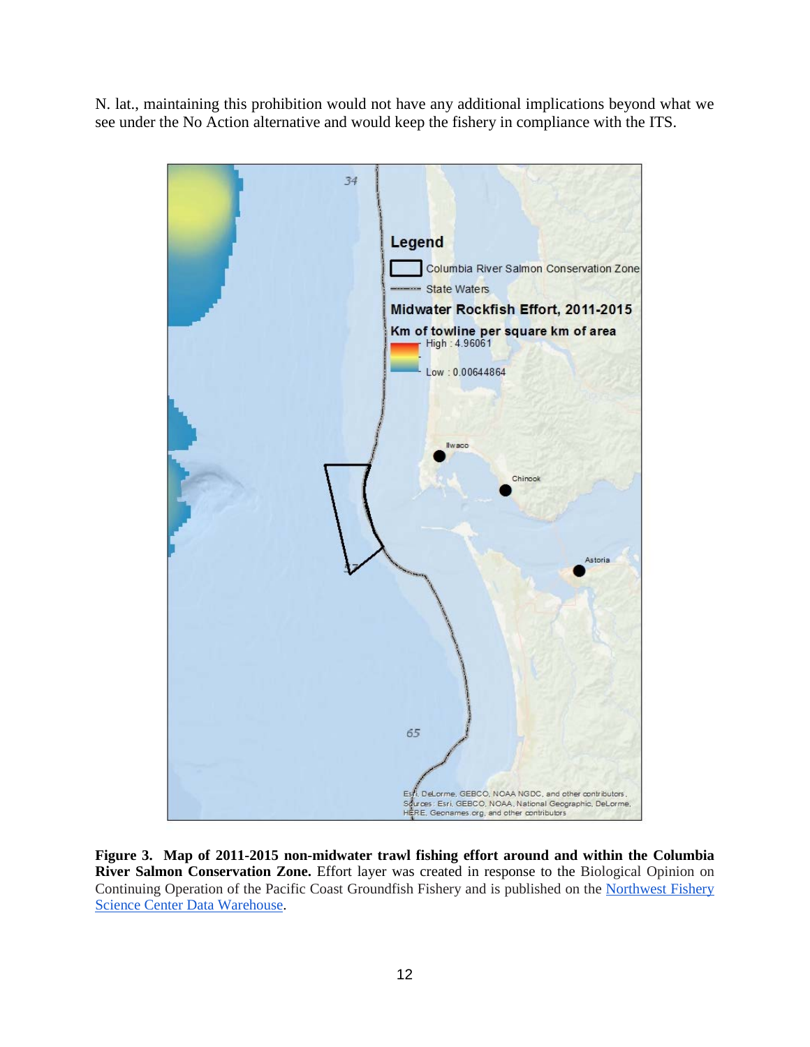N. lat., maintaining this prohibition would not have any additional implications beyond what we see under the No Action alternative and would keep the fishery in compliance with the ITS.

**Figure 3. Map of 2011-2015 non-midwater trawl fishing effort around and within the Columbia River Salmon Conservation Zone.** Effort layer was created in response to the Biological Opinion on Continuing Operation of the Pacific Coast Groundfish Fishery and is published on the [Northwest Fishery Science Center Data Warehouse](#).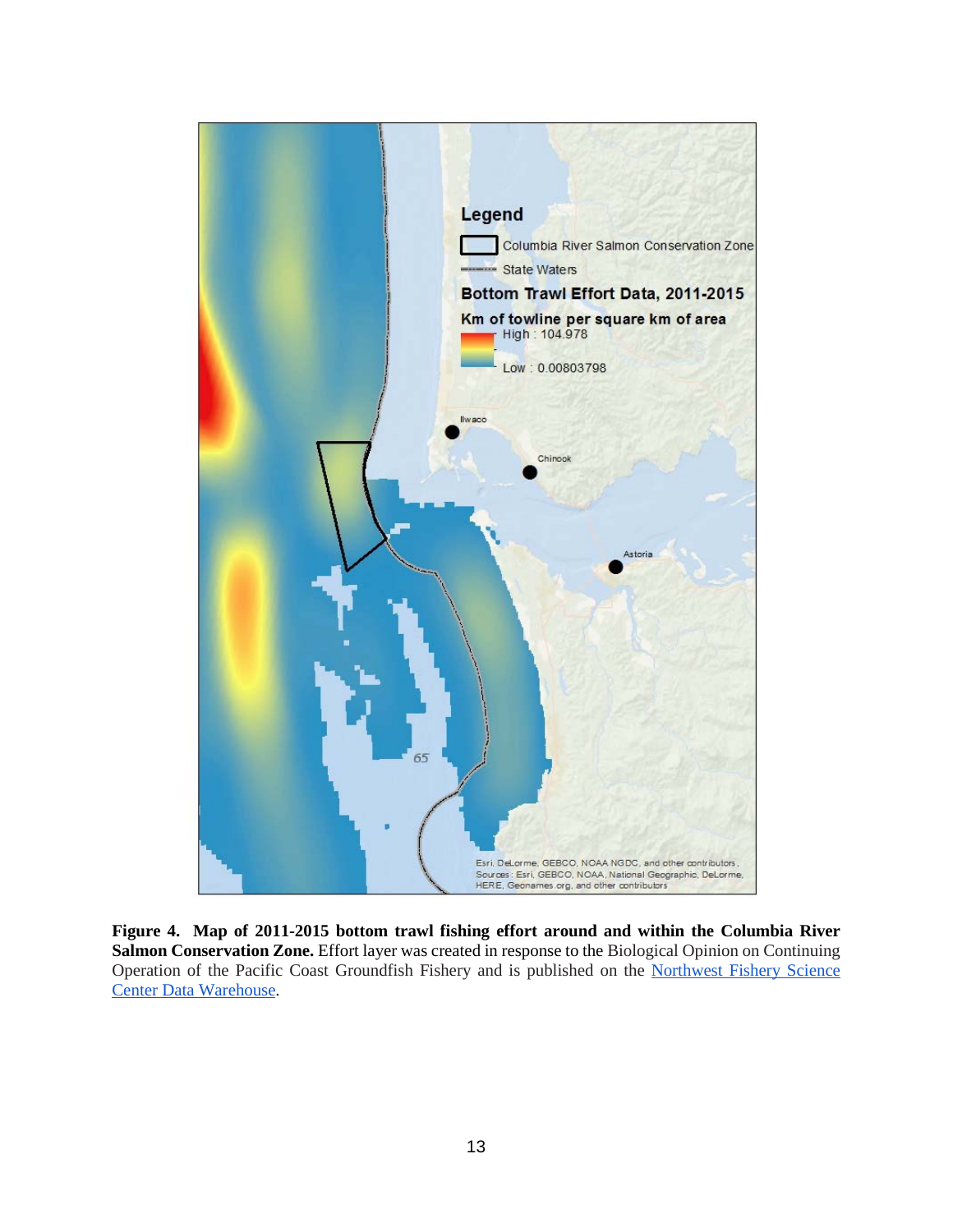**Figure 4. Map of 2011-2015 bottom trawl fishing effort around and within the Columbia River Salmon Conservation Zone.** Effort layer was created in response to the Biological Opinion on Continuing Operation of the Pacific Coast Groundfish Fishery and is published on the [Northwest Fishery Science Center Data Warehouse](#).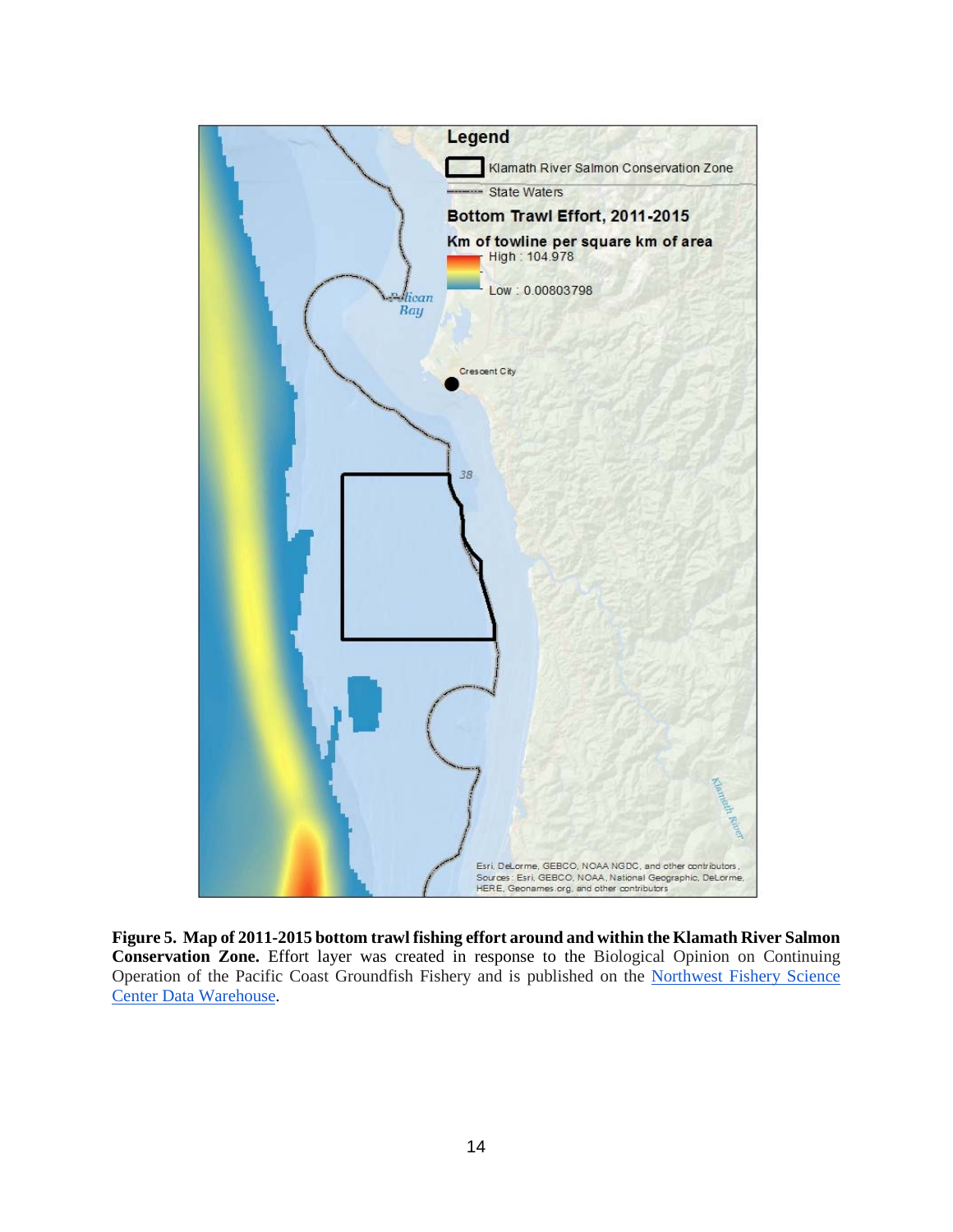**Figure 5. Map of 2011-2015 bottom trawl fishing effort around and within the Klamath River Salmon Conservation Zone.** Effort layer was created in response to the Biological Opinion on Continuing Operation of the Pacific Coast Groundfish Fishery and is published on the [Northwest Fishery Science Center Data Warehouse](Northwest Fishery Science Center Data Warehouse).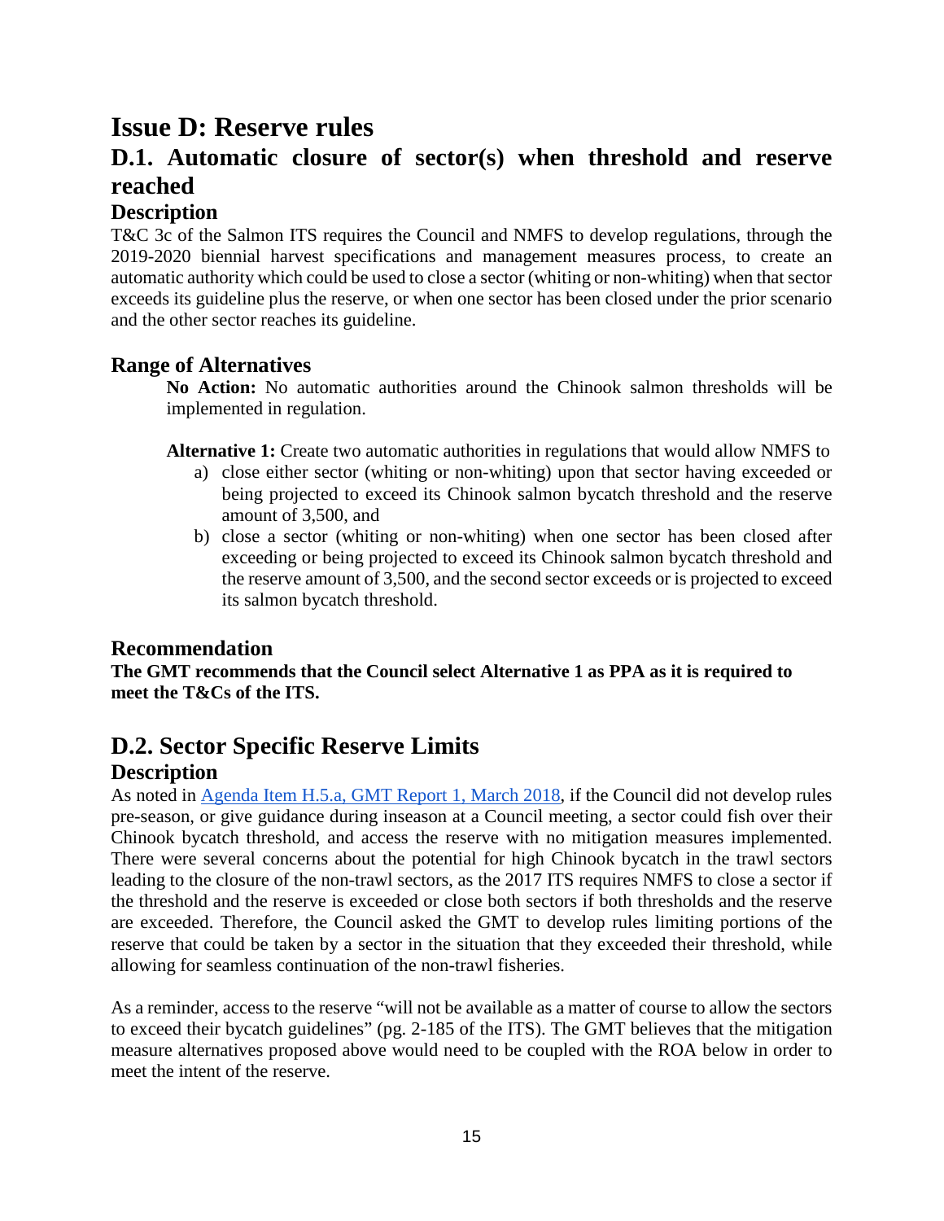# Issue D: Reserve rules

## D.1. Automatic closure of sector(s) when threshold and reserve reached

### Description

T&C 3c of the Salmon ITS requires the Council and NMFS to develop regulations, through the 2019-2020 biennial harvest specifications and management measures process, to create an automatic authority which could be used to close a sector (whiting or non-whiting) when that sector exceeds its guideline plus the reserve, or when one sector has been closed under the prior scenario and the other sector reaches its guideline.

### Range of Alternatives

**No Action:** No automatic authorities around the Chinook salmon thresholds will be implemented in regulation.

**Alternative 1:** Create two automatic authorities in regulations that would allow NMFS to

a) close either sector (whiting or non-whiting) upon that sector having exceeded or being projected to exceed its Chinook salmon bycatch threshold and the reserve amount of 3,500, and
b) close a sector (whiting or non-whiting) when one sector has been closed after exceeding or being projected to exceed its Chinook salmon bycatch threshold and the reserve amount of 3,500, and the second sector exceeds or is projected to exceed its salmon bycatch threshold.

### Recommendation

**The GMT recommends that the Council select Alternative 1 as PPA as it is required to meet the T&Cs of the ITS.**

## D.2. Sector Specific Reserve Limits

### Description

As noted in Agenda Item H.5.a, GMT Report 1, March 2018, if the Council did not develop rules pre-season, or give guidance during inseason at a Council meeting, a sector could fish over their Chinook bycatch threshold, and access the reserve with no mitigation measures implemented. There were several concerns about the potential for high Chinook bycatch in the trawl sectors leading to the closure of the non-trawl sectors, as the 2017 ITS requires NMFS to close a sector if the threshold and the reserve is exceeded or close both sectors if both thresholds and the reserve are exceeded. Therefore, the Council asked the GMT to develop rules limiting portions of the reserve that could be taken by a sector in the situation that they exceeded their threshold, while allowing for seamless continuation of the non-trawl fisheries.

As a reminder, access to the reserve "will not be available as a matter of course to allow the sectors to exceed their bycatch guidelines" (pg. 2-185 of the ITS). The GMT believes that the mitigation measure alternatives proposed above would need to be coupled with the ROA below in order to meet the intent of the reserve.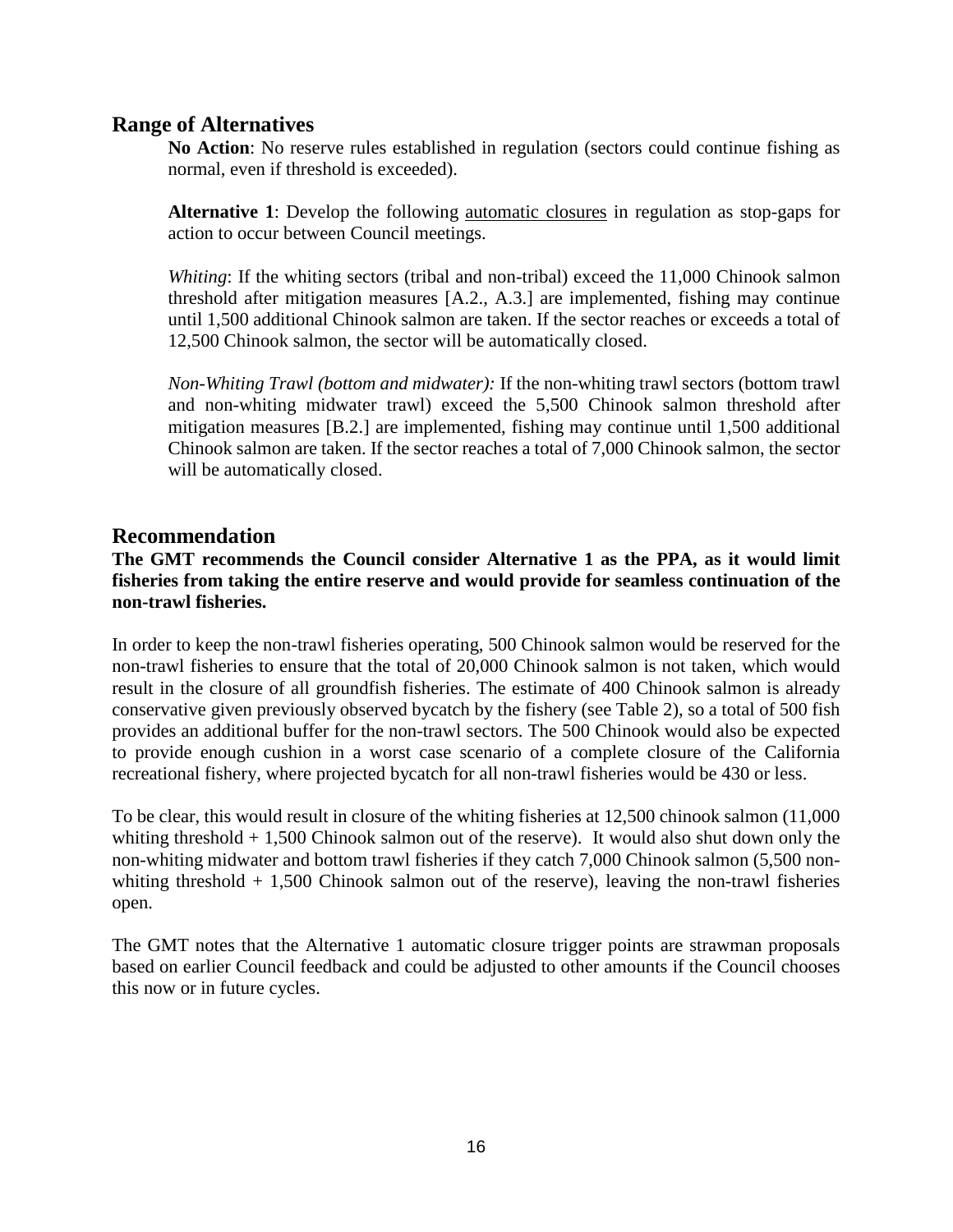## Range of Alternatives

**No Action**: No reserve rules established in regulation (sectors could continue fishing as normal, even if threshold is exceeded).

**Alternative 1**: Develop the following automatic closures in regulation as stop-gaps for action to occur between Council meetings.

*Whiting*: If the whiting sectors (tribal and non-tribal) exceed the 11,000 Chinook salmon threshold after mitigation measures [A.2., A.3.] are implemented, fishing may continue until 1,500 additional Chinook salmon are taken. If the sector reaches or exceeds a total of 12,500 Chinook salmon, the sector will be automatically closed.

*Non-Whiting Trawl (bottom and midwater):* If the non-whiting trawl sectors (bottom trawl and non-whiting midwater trawl) exceed the 5,500 Chinook salmon threshold after mitigation measures [B.2.] are implemented, fishing may continue until 1,500 additional Chinook salmon are taken. If the sector reaches a total of 7,000 Chinook salmon, the sector will be automatically closed.

## Recommendation

**The GMT recommends the Council consider Alternative 1 as the PPA, as it would limit fisheries from taking the entire reserve and would provide for seamless continuation of the non-trawl fisheries.**

In order to keep the non-trawl fisheries operating, 500 Chinook salmon would be reserved for the non-trawl fisheries to ensure that the total of 20,000 Chinook salmon is not taken, which would result in the closure of all groundfish fisheries. The estimate of 400 Chinook salmon is already conservative given previously observed bycatch by the fishery (see Table 2), so a total of 500 fish provides an additional buffer for the non-trawl sectors. The 500 Chinook would also be expected to provide enough cushion in a worst case scenario of a complete closure of the California recreational fishery, where projected bycatch for all non-trawl fisheries would be 430 or less.

To be clear, this would result in closure of the whiting fisheries at 12,500 chinook salmon (11,000 whiting threshold + 1,500 Chinook salmon out of the reserve). It would also shut down only the non-whiting midwater and bottom trawl fisheries if they catch 7,000 Chinook salmon (5,500 non-whiting threshold + 1,500 Chinook salmon out of the reserve), leaving the non-trawl fisheries open.

The GMT notes that the Alternative 1 automatic closure trigger points are strawman proposals based on earlier Council feedback and could be adjusted to other amounts if the Council chooses this now or in future cycles.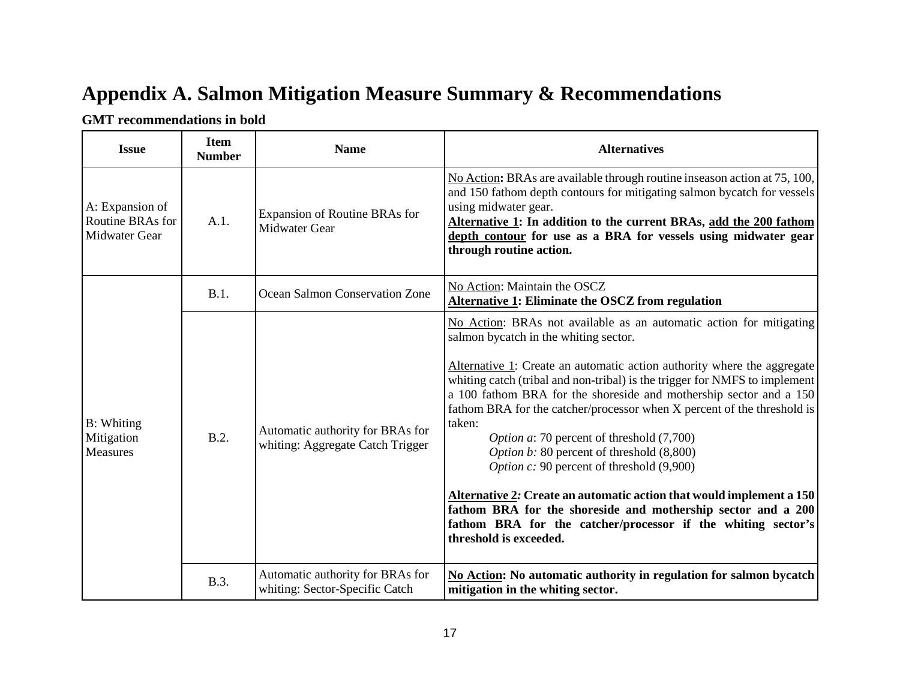# Appendix A. Salmon Mitigation Measure Summary & Recommendations

**GMT recommendations in bold**

| Issue | Item Number | Name | Alternatives |
|---|---|---|---|
| A: Expansion of Routine BRAs for Midwater Gear | A.1. | Expansion of Routine BRAs for Midwater Gear | No Action**:** BRAs are available through routine inseason action at 75, 100, and 150 fathom depth contours for mitigating salmon bycatch for vessels using midwater gear.<br>**Alternative 1: In addition to the current BRAs, add the 200 fathom depth contour for use as a BRA for vessels using midwater gear through routine action.** |
| B: Whiting Mitigation Measures | B.1. | Ocean Salmon Conservation Zone | No Action: Maintain the OSCZ<br>**Alternative 1: Eliminate the OSCZ from regulation** |
| | B.2. | Automatic authority for BRAs for whiting: Aggregate Catch Trigger | No Action: BRAs not available as an automatic action for mitigating salmon bycatch in the whiting sector.<br><br>Alternative 1: Create an automatic action authority where the aggregate whiting catch (tribal and non-tribal) is the trigger for NMFS to implement a 100 fathom BRA for the shoreside and mothership sector and a 150 fathom BRA for the catcher/processor when X percent of the threshold is taken:<br>*Option a*: 70 percent of threshold (7,700)<br>*Option b:* 80 percent of threshold (8,800)<br>*Option c:* 90 percent of threshold (9,900)<br><br>**Alternative 2*:* Create an automatic action that would implement a 150 fathom BRA for the shoreside and mothership sector and a 200 fathom BRA for the catcher/processor if the whiting sector's threshold is exceeded.** |
| | B.3. | Automatic authority for BRAs for whiting: Sector-Specific Catch | **No Action: No automatic authority in regulation for salmon bycatch mitigation in the whiting sector.** |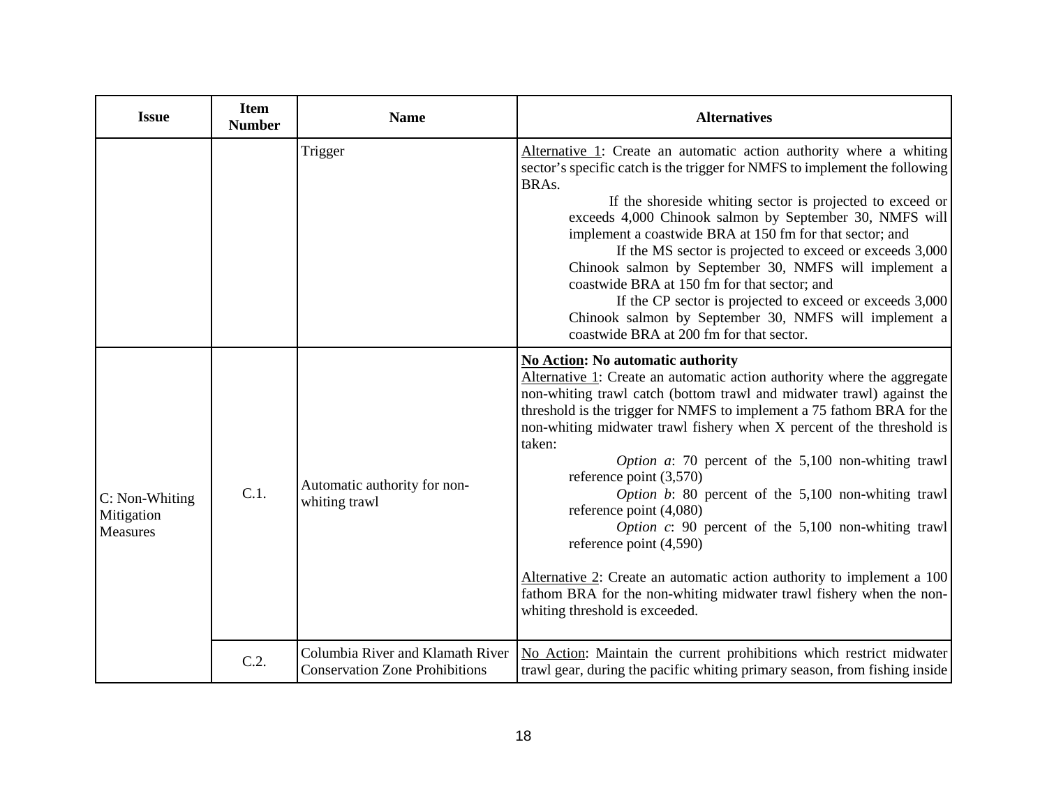| Issue | Item Number | Name | Alternatives |
| --- | --- | --- | --- |
| | | Trigger | Alternative 1: Create an automatic action authority where a whiting sector's specific catch is the trigger for NMFS to implement the following BRAs.<br>If the shoreside whiting sector is projected to exceed or exceeds 4,000 Chinook salmon by September 30, NMFS will implement a coastwide BRA at 150 fm for that sector; and<br>If the MS sector is projected to exceed or exceeds 3,000 Chinook salmon by September 30, NMFS will implement a coastwide BRA at 150 fm for that sector; and<br>If the CP sector is projected to exceed or exceeds 3,000 Chinook salmon by September 30, NMFS will implement a coastwide BRA at 200 fm for that sector. |
| C: Non-Whiting Mitigation Measures | C.1. | Automatic authority for non-whiting trawl | **No Action: No automatic authority**<br>Alternative 1: Create an automatic action authority where the aggregate non-whiting trawl catch (bottom trawl and midwater trawl) against the threshold is the trigger for NMFS to implement a 75 fathom BRA for the non-whiting midwater trawl fishery when X percent of the threshold is taken:<br>*Option a*: 70 percent of the 5,100 non-whiting trawl reference point (3,570)<br>*Option b*: 80 percent of the 5,100 non-whiting trawl reference point (4,080)<br>*Option c*: 90 percent of the 5,100 non-whiting trawl reference point (4,590)<br><br>Alternative 2: Create an automatic action authority to implement a 100 fathom BRA for the non-whiting midwater trawl fishery when the non-whiting threshold is exceeded. |
| | C.2. | Columbia River and Klamath River Conservation Zone Prohibitions | No Action: Maintain the current prohibitions which restrict midwater trawl gear, during the pacific whiting primary season, from fishing inside |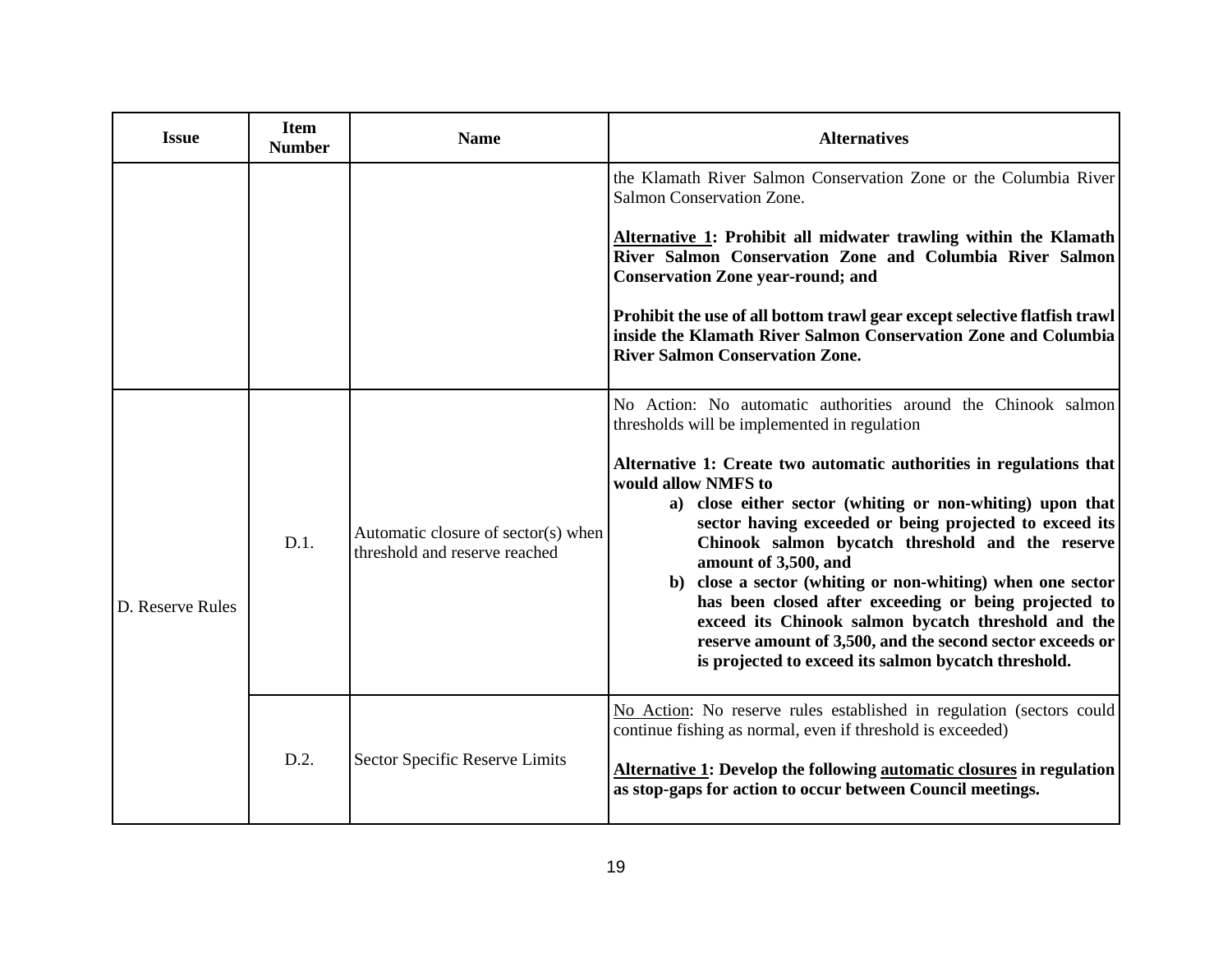| Issue | Item Number | Name | Alternatives |
| --- | --- | --- | --- |
| | | | the Klamath River Salmon Conservation Zone or the Columbia River Salmon Conservation Zone.<br><br>**<u>Alternative 1</u>: Prohibit all midwater trawling within the Klamath River Salmon Conservation Zone and Columbia River Salmon Conservation Zone year-round; and**<br><br>**Prohibit the use of all bottom trawl gear except selective flatfish trawl inside the Klamath River Salmon Conservation Zone and Columbia River Salmon Conservation Zone.** |
| D. Reserve Rules | D.1. | Automatic closure of sector(s) when threshold and reserve reached | No Action: No automatic authorities around the Chinook salmon thresholds will be implemented in regulation<br><br>**Alternative 1: Create two automatic authorities in regulations that would allow NMFS to**<br>**a) close either sector (whiting or non-whiting) upon that sector having exceeded or being projected to exceed its Chinook salmon bycatch threshold and the reserve amount of 3,500, and**<br>**b) close a sector (whiting or non-whiting) when one sector has been closed after exceeding or being projected to exceed its Chinook salmon bycatch threshold and the reserve amount of 3,500, and the second sector exceeds or is projected to exceed its salmon bycatch threshold.** |
| | D.2. | Sector Specific Reserve Limits | <u>No Action</u>: No reserve rules established in regulation (sectors could continue fishing as normal, even if threshold is exceeded)<br><br>**<u>Alternative 1</u>: Develop the following <u>automatic closures</u> in regulation as stop-gaps for action to occur between Council meetings.** |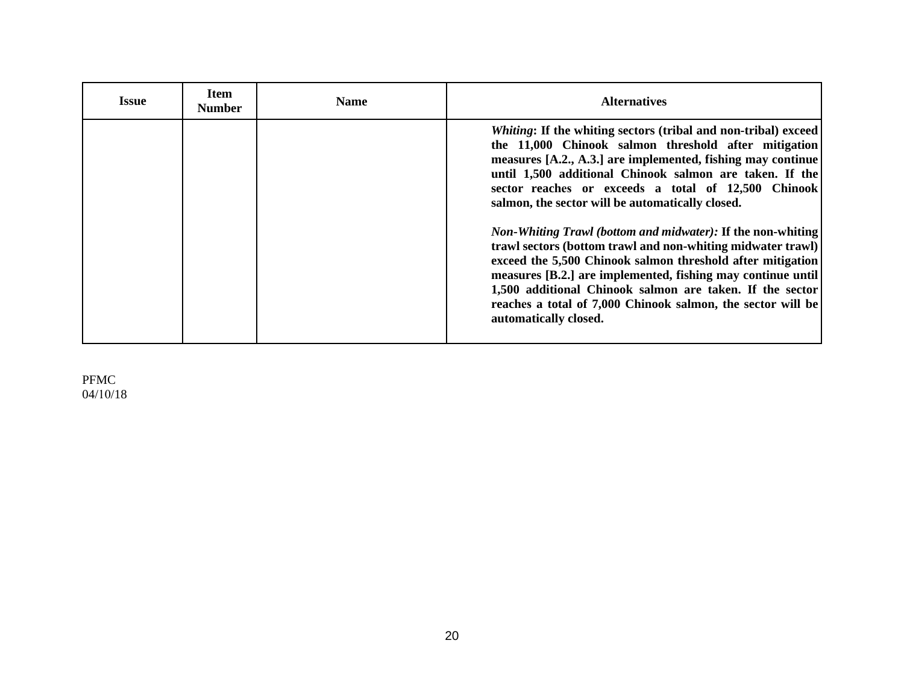| Issue | Item Number | Name | Alternatives |
|---|---|---|---|
| | | | ***Whiting*: If the whiting sectors (tribal and non-tribal) exceed the 11,000 Chinook salmon threshold after mitigation measures [A.2., A.3.] are implemented, fishing may continue until 1,500 additional Chinook salmon are taken. If the sector reaches or exceeds a total of 12,500 Chinook salmon, the sector will be automatically closed.**<br><br>***Non-Whiting Trawl (bottom and midwater):* If the non-whiting trawl sectors (bottom trawl and non-whiting midwater trawl) exceed the 5,500 Chinook salmon threshold after mitigation measures [B.2.] are implemented, fishing may continue until 1,500 additional Chinook salmon are taken. If the sector reaches a total of 7,000 Chinook salmon, the sector will be automatically closed.** |

PFMC
04/10/18